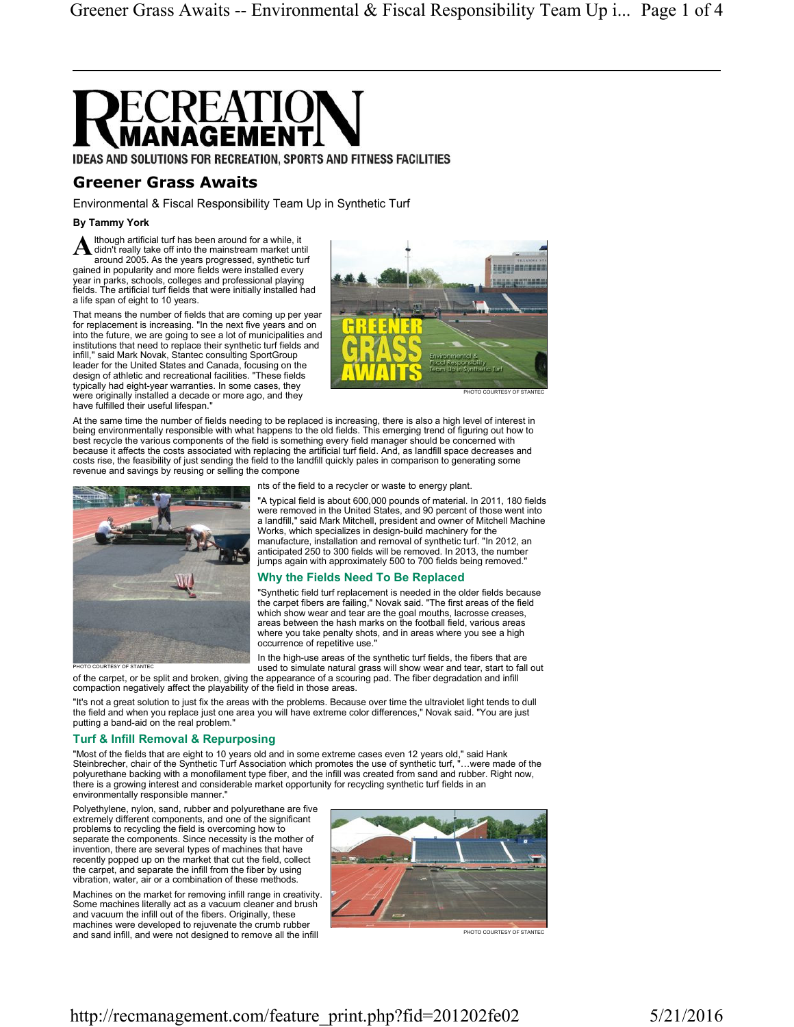# RECREATION MANAGEMENT

**IDEAS AND SOLUTIONS FOR RECREATION, SPORTS AND FITNESS FACILITIES**

## Greener Grass Awaits

Environmental & Fiscal Responsibility Team Up in Synthetic Turf

**By Tammy York**

Although artificial turf has been around for a while, it didn't really take off into the mainstream market until around 2005. As the years progressed, synthetic turf gained in popularity and more fields were installed every year in parks, schools, colleges and professional playing fields. The artificial turf fields that were initially installed had a life span of eight to 10 years.

That means the number of fields that are coming up per year for replacement is increasing. "In the next five years and on into the future, we are going to see a lot of municipalities and institutions that need to replace their synthetic turf fields and infill," said Mark Novak, Stantec consulting SportGroup leader for the United States and Canada, focusing on the design of athletic and recreational facilities. "These fields typically had eight-year warranties. In some cases, they were originally installed a decade or more ago, and they have fulfilled their useful lifespan."

PHOTO COURTESY OF STANTEC

At the same time the number of fields needing to be replaced is increasing, there is also a high level of interest in being environmentally responsible with what happens to the old fields. This emerging trend of figuring out how to best recycle the various components of the field is something every field manager should be concerned with because it affects the costs associated with replacing the artificial turf field. And, as landfill space decreases and costs rise, the feasibility of just sending the field to the landfill quickly pales in comparison to generating some revenue and savings by reusing or selling the components of the field to a recycler or waste to energy plant.

PHOTO COURTESY OF STANTEC

"A typical field is about 600,000 pounds of material. In 2011, 180 fields were removed in the United States, and 90 percent of those went into a landfill," said Mark Mitchell, president and owner of Mitchell Machine Works, which specializes in design-build machinery for the manufacture, installation and removal of synthetic turf. "In 2012, an anticipated 250 to 300 fields will be removed. In 2013, the number jumps again with approximately 500 to 700 fields being removed."

### Why the Fields Need To Be Replaced

"Synthetic field turf replacement is needed in the older fields because the carpet fibers are failing," Novak said. "The first areas of the field which show wear and tear are the goal mouths, lacrosse creases, areas between the hash marks on the football field, various areas where you take penalty shots, and in areas where you see a high occurrence of repetitive use."

In the high-use areas of the synthetic turf fields, the fibers that are used to simulate natural grass will show wear and tear, start to fall out of the carpet, or be split and broken, giving the appearance of a scouring pad. The fiber degradation and infill compaction negatively affect the playability of the field in those areas.

"It's not a great solution to just fix the areas with the problems. Because over time the ultraviolet light tends to dull the field and when you replace just one area you will have extreme color differences," Novak said. "You are just putting a band-aid on the real problem."

### Turf & Infill Removal & Repurposing

"Most of the fields that are eight to 10 years old and in some extreme cases even 12 years old," said Hank Steinbrecher, chair of the Synthetic Turf Association which promotes the use of synthetic turf, "…were made of the polyurethane backing with a monofilament type fiber, and the infill was created from sand and rubber. Right now, there is a growing interest and considerable market opportunity for recycling synthetic turf fields in an environmentally responsible manner."

Polyethylene, nylon, sand, rubber and polyurethane are five extremely different components, and one of the significant problems to recycling the field is overcoming how to separate the components. Since necessity is the mother of invention, there are several types of machines that have recently popped up on the market that cut the field, collect the carpet, and separate the infill from the fiber by using vibration, water, air or a combination of these methods.

PHOTO COURTESY OF STANTEC

Machines on the market for removing infill range in creativity. Some machines literally act as a vacuum cleaner and brush and vacuum the infill out of the fibers. Originally, these machines were developed to rejuvenate the crumb rubber and sand infill, and were not designed to remove all the infill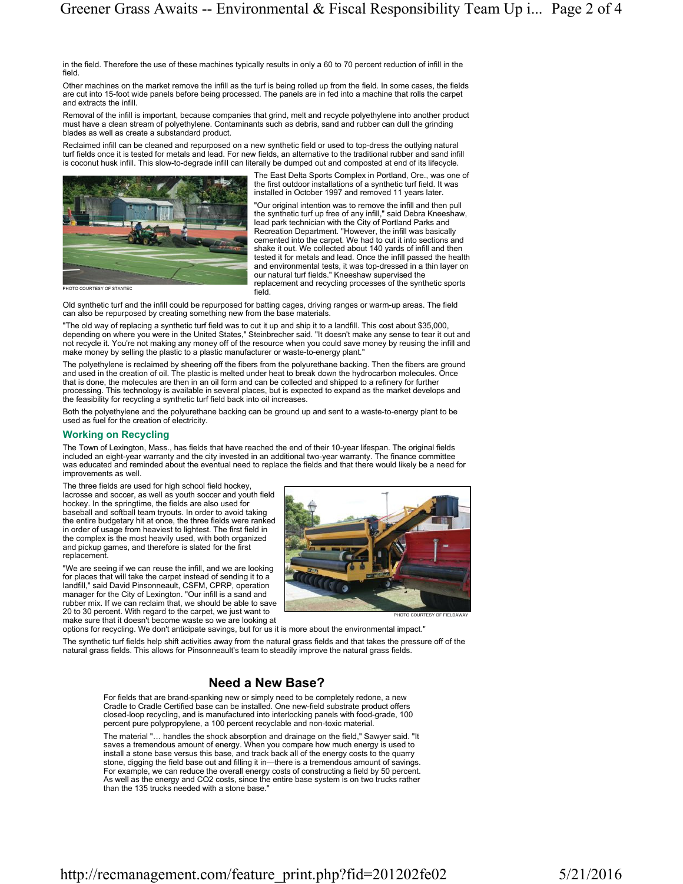in the field. Therefore the use of these machines typically results in only a 60 to 70 percent reduction of infill in the field.

Other machines on the market remove the infill as the turf is being rolled up from the field. In some cases, the fields are cut into 15-foot wide panels before being processed. The panels are in fed into a machine that rolls the carpet and extracts the infill.

Removal of the infill is important, because companies that grind, melt and recycle polyethylene into another product must have a clean stream of polyethylene. Contaminants such as debris, sand and rubber can dull the grinding blades as well as create a substandard product.

Reclaimed infill can be cleaned and repurposed on a new synthetic field or used to top-dress the outlying natural turf fields once it is tested for metals and lead. For new fields, an alternative to the traditional rubber and sand infill is coconut husk infill. This slow-to-degrade infill can literally be dumped out and composted at end of its lifecycle.

PHOTO COURTESY OF STANTEC

The East Delta Sports Complex in Portland, Ore., was one of the first outdoor installations of a synthetic turf field. It was installed in October 1997 and removed 11 years later.

"Our original intention was to remove the infill and then pull the synthetic turf up free of any infill," said Debra Kneeshaw, lead park technician with the City of Portland Parks and Recreation Department. "However, the infill was basically cemented into the carpet. We had to cut it into sections and shake it out. We collected about 140 yards of infill and then tested it for metals and lead. Once the infill passed the health and environmental tests, it was top-dressed in a thin layer on our natural turf fields." Kneeshaw supervised the replacement and recycling processes of the synthetic sports field.

Old synthetic turf and the infill could be repurposed for batting cages, driving ranges or warm-up areas. The field can also be repurposed by creating something new from the base materials.

"The old way of replacing a synthetic turf field was to cut it up and ship it to a landfill. This cost about $35,000, depending on where you were in the United States," Steinbrecher said. "It doesn't make any sense to tear it out and not recycle it. You're not making any money off of the resource when you could save money by reusing the infill and make money by selling the plastic to a plastic manufacturer or waste-to-energy plant."

The polyethylene is reclaimed by sheering off the fibers from the polyurethane backing. Then the fibers are ground and used in the creation of oil. The plastic is melted under heat to break down the hydrocarbon molecules. Once that is done, the molecules are then in an oil form and can be collected and shipped to a refinery for further processing. This technology is available in several places, but is expected to expand as the market develops and the feasibility for recycling a synthetic turf field back into oil increases.

Both the polyethylene and the polyurethane backing can be ground up and sent to a waste-to-energy plant to be used as fuel for the creation of electricity.

## Working on Recycling

The Town of Lexington, Mass., has fields that have reached the end of their 10-year lifespan. The original fields included an eight-year warranty and the city invested in an additional two-year warranty. The finance committee was educated and reminded about the eventual need to replace the fields and that there would likely be a need for improvements as well.

The three fields are used for high school field hockey, lacrosse and soccer, as well as youth soccer and youth field hockey. In the springtime, the fields are also used for baseball and softball team tryouts. In order to avoid taking the entire budgetary hit at once, the three fields were ranked in order of usage from heaviest to lightest. The first field in the complex is the most heavily used, with both organized and pickup games, and therefore is slated for the first replacement.

"We are seeing if we can reuse the infill, and we are looking for places that will take the carpet instead of sending it to a landfill," said David Pinsonneault, CSFM, CPRP, operation manager for the City of Lexington. "Our infill is a sand and rubber mix. If we can reclaim that, we should be able to save 20 to 30 percent. With regard to the carpet, we just want to make sure that it doesn't become waste so we are looking at options for recycling. We don't anticipate savings, but for us it is more about the environmental impact."

PHOTO COURTESY OF FIELDAWAY

The synthetic turf fields help shift activities away from the natural grass fields and that takes the pressure off of the natural grass fields. This allows for Pinsonneault's team to steadily improve the natural grass fields.

## Need a New Base?

For fields that are brand-spanking new or simply need to be completely redone, a new Cradle to Cradle Certified base can be installed. One new-field substrate product offers closed-loop recycling, and is manufactured into interlocking panels with food-grade, 100 percent pure polypropylene, a 100 percent recyclable and non-toxic material.

The material "… handles the shock absorption and drainage on the field," Sawyer said. "It saves a tremendous amount of energy. When you compare how much energy is used to install a stone base versus this base, and track back all of the energy costs to the quarry stone, digging the field base out and filling it in—there is a tremendous amount of savings. For example, we can reduce the overall energy costs of constructing a field by 50 percent. As well as the energy and $CO_2$ costs, since the entire base system is on two trucks rather than the 135 trucks needed with a stone base."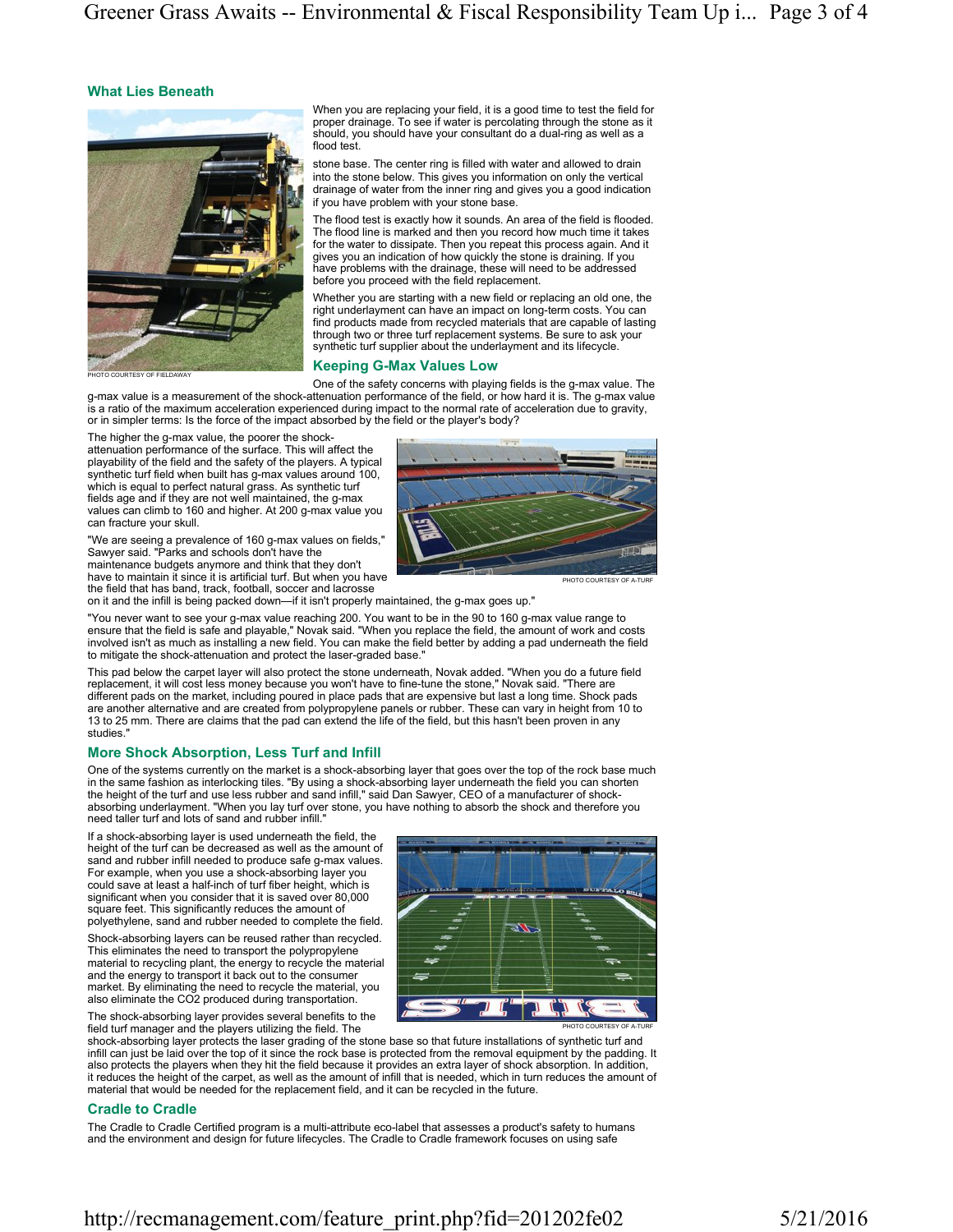### What Lies Beneath

PHOTO COURTESY OF FIELDAWAY

When you are replacing your field, it is a good time to test the field for proper drainage. To see if water is percolating through the stone as it should, you should have your consultant do a dual-ring as well as a flood test.

stone base. The center ring is filled with water and allowed to drain into the stone below. This gives you information on only the vertical drainage of water from the inner ring and gives you a good indication if you have problem with your stone base.

The flood test is exactly how it sounds. An area of the field is flooded. The flood line is marked and then you record how much time it takes for the water to dissipate. Then you repeat this process again. And it gives you an indication of how quickly the stone is draining. If you have problems with the drainage, these will need to be addressed before you proceed with the field replacement.

Whether you are starting with a new field or replacing an old one, the right underlayment can have an impact on long-term costs. You can find products made from recycled materials that are capable of lasting through two or three turf replacement systems. Be sure to ask your synthetic turf supplier about the underlayment and its lifecycle.

### Keeping G-Max Values Low

One of the safety concerns with playing fields is the g-max value. The g-max value is a measurement of the shock-attenuation performance of the field, or how hard it is. The g-max value is a ratio of the maximum acceleration experienced during impact to the normal rate of acceleration due to gravity, or in simpler terms: Is the force of the impact absorbed by the field or the player's body?

The higher the g-max value, the poorer the shock-attenuation performance of the surface. This will affect the playability of the field and the safety of the players. A typical synthetic turf field when built has g-max values around 100, which is equal to perfect natural grass. As synthetic turf fields age and if they are not well maintained, the g-max values can climb to 160 and higher. At 200 g-max value you can fracture your skull.

"We are seeing a prevalence of 160 g-max values on fields," Sawyer said. "Parks and schools don't have the maintenance budgets anymore and think that they don't have to maintain it since it is artificial turf. But when you have the field that has band, track, football, soccer and lacrosse on it and the infill is being packed down—if it isn't properly maintained, the g-max goes up."

PHOTO COURTESY OF A-TURF

"You never want to see your g-max value reaching 200. You want to be in the 90 to 160 g-max value range to ensure that the field is safe and playable," Novak said. "When you replace the field, the amount of work and costs involved isn't as much as installing a new field. You can make the field better by adding a pad underneath the field to mitigate the shock-attenuation and protect the laser-graded base."

This pad below the carpet layer will also protect the stone underneath, Novak added. "When you do a future field replacement, it will cost less money because you won't have to fine-tune the stone," Novak said. "There are different pads on the market, including poured in place pads that are expensive but last a long time. Shock pads are another alternative and are created from polypropylene panels or rubber. These can vary in height from 10 to 13 to 25 mm. There are claims that the pad can extend the life of the field, but this hasn't been proven in any studies."

### More Shock Absorption, Less Turf and Infill

One of the systems currently on the market is a shock-absorbing layer that goes over the top of the rock base much in the same fashion as interlocking tiles. "By using a shock-absorbing layer underneath the field you can shorten the height of the turf and use less rubber and sand infill," said Dan Sawyer, CEO of a manufacturer of shock-absorbing underlayment. "When you lay turf over stone, you have nothing to absorb the shock and therefore you need taller turf and lots of sand and rubber infill."

If a shock-absorbing layer is used underneath the field, the height of the turf can be decreased as well as the amount of sand and rubber infill needed to produce safe g-max values. For example, when you use a shock-absorbing layer you could save at least a half-inch of turf fiber height, which is significant when you consider that it is saved over 80,000 square feet. This significantly reduces the amount of polyethylene, sand and rubber needed to complete the field.

Shock-absorbing layers can be reused rather than recycled. This eliminates the need to transport the polypropylene material to recycling plant, the energy to recycle the material and the energy to transport it back out to the consumer market. By eliminating the need to recycle the material, you also eliminate the CO2 produced during transportation.

The shock-absorbing layer provides several benefits to the field turf manager and the players utilizing the field. The shock-absorbing layer protects the laser grading of the stone base so that future installations of synthetic turf and infill can just be laid over the top of it since the rock base is protected from the removal equipment by the padding. It also protects the players when they hit the field because it provides an extra layer of shock absorption. In addition, it reduces the height of the carpet, as well as the amount of infill that is needed, which in turn reduces the amount of material that would be needed for the replacement field, and it can be recycled in the future.

PHOTO COURTESY OF A-TURF

### Cradle to Cradle

The Cradle to Cradle Certified program is a multi-attribute eco-label that assesses a product's safety to humans and the environment and design for future lifecycles. The Cradle to Cradle framework focuses on using safe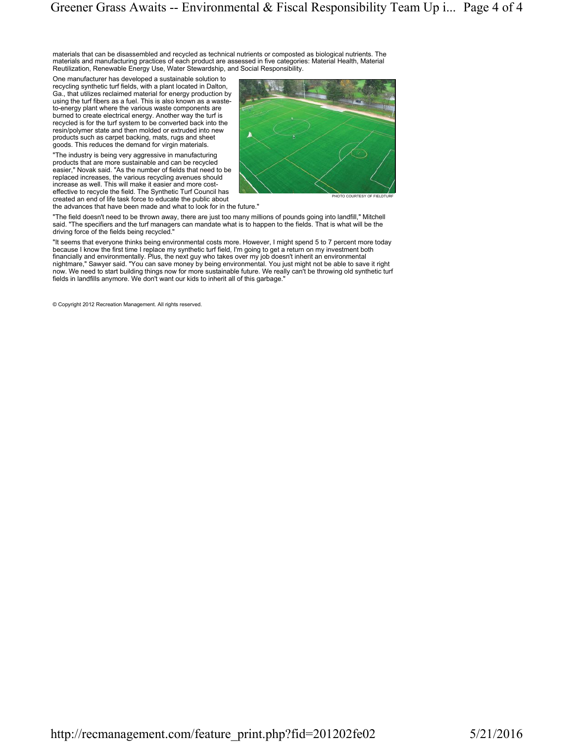materials that can be disassembled and recycled as technical nutrients or composted as biological nutrients. The materials and manufacturing practices of each product are assessed in five categories: Material Health, Material Reutilization, Renewable Energy Use, Water Stewardship, and Social Responsibility.

One manufacturer has developed a sustainable solution to recycling synthetic turf fields, with a plant located in Dalton, Ga., that utilizes reclaimed material for energy production by using the turf fibers as a fuel. This is also known as a waste-to-energy plant where the various waste components are burned to create electrical energy. Another way the turf is recycled is for the turf system to be converted back into the resin/polymer state and then molded or extruded into new products such as carpet backing, mats, rugs and sheet goods. This reduces the demand for virgin materials.

PHOTO COURTESY OF FIELDTURF

"The industry is being very aggressive in manufacturing products that are more sustainable and can be recycled easier," Novak said. "As the number of fields that need to be replaced increases, the various recycling avenues should increase as well. This will make it easier and more cost-effective to recycle the field. The Synthetic Turf Council has created an end of life task force to educate the public about the advances that have been made and what to look for in the future."

"The field doesn't need to be thrown away, there are just too many millions of pounds going into landfill," Mitchell said. "The specifiers and the turf managers can mandate what is to happen to the fields. That is what will be the driving force of the fields being recycled."

"It seems that everyone thinks being environmental costs more. However, I might spend 5 to 7 percent more today because I know the first time I replace my synthetic turf field, I'm going to get a return on my investment both financially and environmentally. Plus, the next guy who takes over my job doesn't inherit an environmental nightmare," Sawyer said. "You can save money by being environmental. You just might not be able to save it right now. We need to start building things now for more sustainable future. We really can't be throwing old synthetic turf fields in landfills anymore. We don't want our kids to inherit all of this garbage."

© Copyright 2012 Recreation Management. All rights reserved.